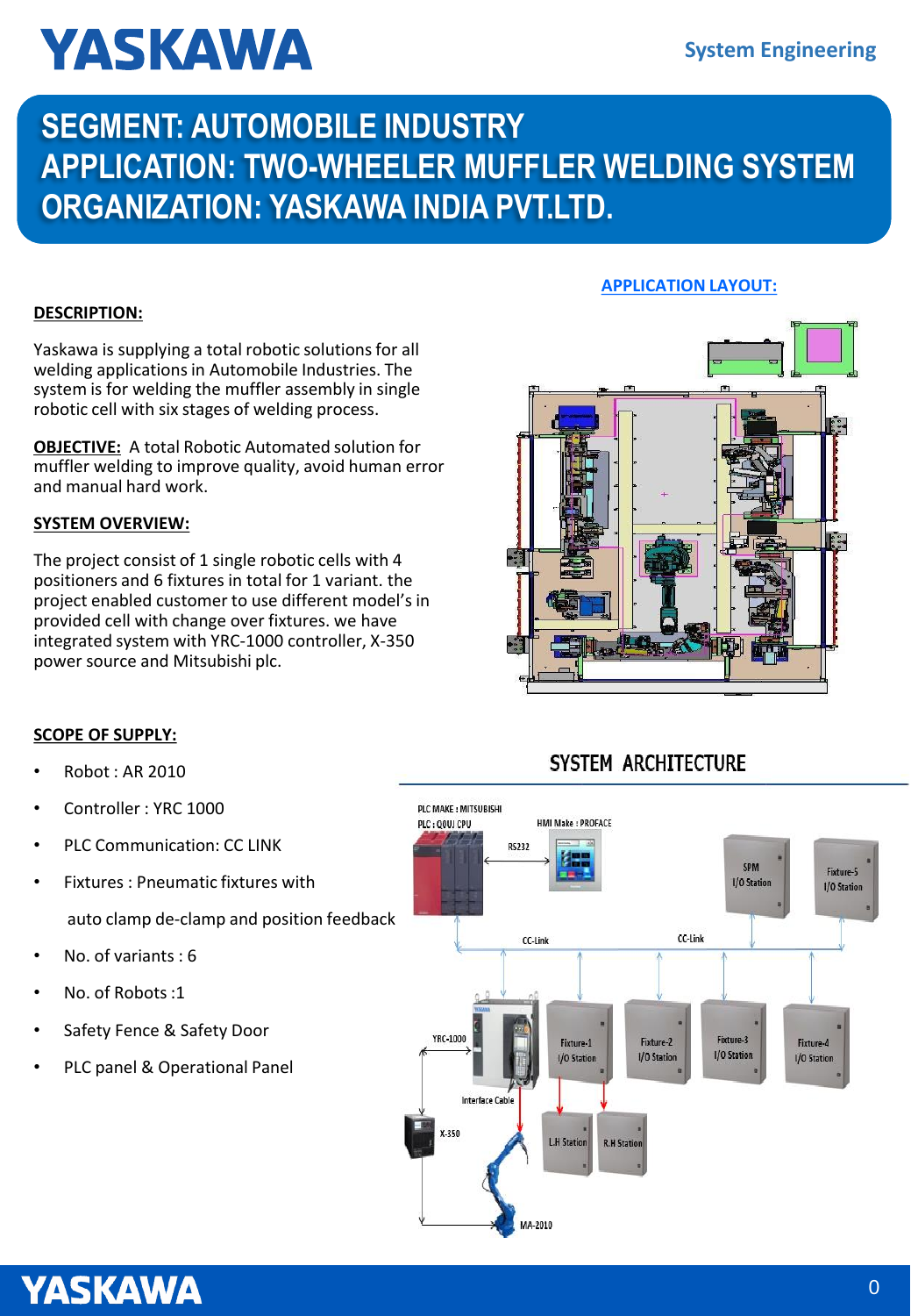# YASKAWA

System Engineering

## SEGMENT: AUTOMOBILE INDUSTRY
## APPLICATION: TWO-WHEELER MUFFLER WELDING SYSTEM
## ORGANIZATION: YASKAWA INDIA PVT.LTD.

**DESCRIPTION:**

Yaskawa is supplying a total robotic solutions for all welding applications in Automobile Industries. The system is for welding the muffler assembly in single robotic cell with six stages of welding process.

**OBJECTIVE:** A total Robotic Automated solution for muffler welding to improve quality, avoid human error and manual hard work.

**SYSTEM OVERVIEW:**

The project consist of 1 single robotic cells with 4 positioners and 6 fixtures in total for 1 variant. the project enabled customer to use different model's in provided cell with change over fixtures. we have integrated system with YRC-1000 controller, X-350 power source and Mitsubishi plc.

**APPLICATION LAYOUT:**

**SCOPE OF SUPPLY:**

- Robot : AR 2010
- Controller : YRC 1000
- PLC Communication: CC LINK
- Fixtures : Pneumatic fixtures with auto clamp de-clamp and position feedback
- No. of variants : 6
- No. of Robots :1
- Safety Fence & Safety Door
- PLC panel & Operational Panel

**SYSTEM ARCHITECTURE**

PLC MAKE : MITSUBISHI
PLC : Q00J CPU
HMI Make : PROFACE
RS232
CC-Link
CC-Link
SPM I/O Station
Fixture-5 I/O Station
YRC-1000
Fixture-1 I/O Station
Fixture-2 I/O Station
Fixture-3 I/O Station
Fixture-4 I/O Station
Interface Cable
X-350
LH Station
R.H Station
MA-2010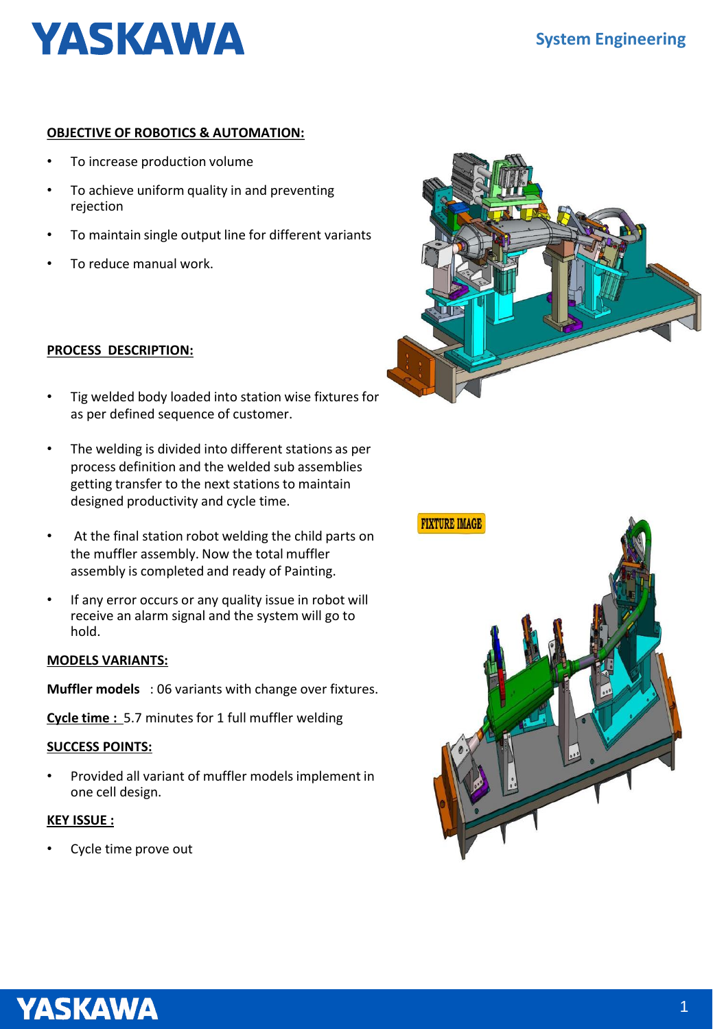## OBJECTIVE OF ROBOTICS & AUTOMATION:

- To increase production volume
- To achieve uniform quality in and preventing rejection
- To maintain single output line for different variants
- To reduce manual work.

## PROCESS DESCRIPTION:

- Tig welded body loaded into station wise fixtures for as per defined sequence of customer.
- The welding is divided into different stations as per process definition and the welded sub assemblies getting transfer to the next stations to maintain designed productivity and cycle time.
- At the final station robot welding the child parts on the muffler assembly. Now the total muffler assembly is completed and ready of Painting.
- If any error occurs or any quality issue in robot will receive an alarm signal and the system will go to hold.

## MODELS VARIANTS:

**Muffler models** : 06 variants with change over fixtures.

**Cycle time :** 5.7 minutes for 1 full muffler welding

## SUCCESS POINTS:

- Provided all variant of muffler models implement in one cell design.

## KEY ISSUE :

- Cycle time prove out

FIXTURE IMAGE